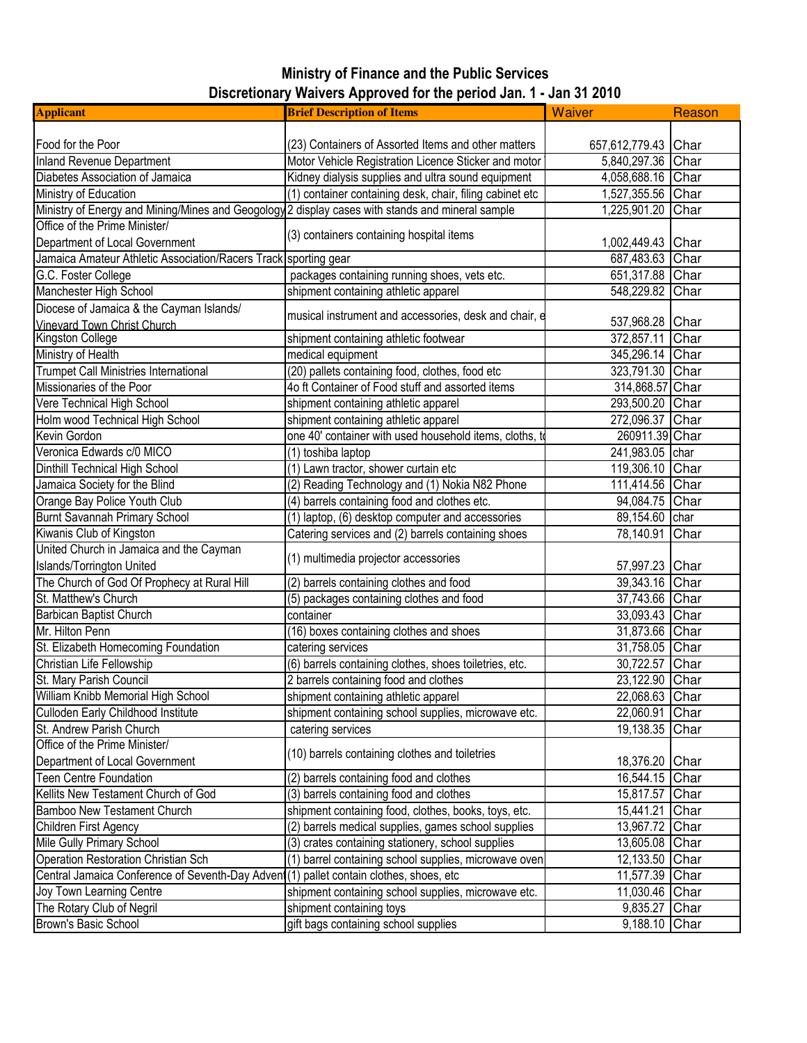# Ministry of Finance and the Public Services

## Discretionary Waivers Approved for the period Jan. 1 - Jan 31 2010

| Applicant | Brief Description of Items | Waiver | Reason |
|---|---|---|---|
| Food for the Poor | (23) Containers of Assorted Items and other matters | 657,612,779.43 | Char |
| Inland Revenue Department | Motor Vehicle Registration Licence Sticker and motor | 5,840,297.36 | Char |
| Diabetes Association of Jamaica | Kidney dialysis supplies and ultra sound equipment | 4,058,688.16 | Char |
| Ministry of Education | (1) container containing desk, chair, filing cabinet etc | 1,527,355.56 | Char |
| Ministry of Energy and Mining/Mines and Geogology | 2 display cases with stands and mineral sample | 1,225,901.20 | Char |
| Office of the Prime Minister/ Department of Local Government | (3) containers containing hospital items | 1,002,449.43 | Char |
| Jamaica Amateur Athletic Association/Racers Track | sporting gear | 687,483.63 | Char |
| G.C. Foster College | packages containing running shoes, vets etc. | 651,317.88 | Char |
| Manchester High School | shipment containing athletic apparel | 548,229.82 | Char |
| Diocese of Jamaica & the Cayman Islands/ Vineyard Town Christ Church | musical instrument and accessories, desk and chair, e | 537,968.28 | Char |
| Kingston College | shipment containing athletic footwear | 372,857.11 | Char |
| Ministry of Health | medical equipment | 345,296.14 | Char |
| Trumpet Call Ministries International | (20) pallets containing food, clothes, food etc | 323,791.30 | Char |
| Missionaries of the Poor | 4o ft Container of Food stuff and assorted items | 314,868.57 | Char |
| Vere Technical High School | shipment containing athletic apparel | 293,500.20 | Char |
| Holm wood Technical High School | shipment containing athletic apparel | 272,096.37 | Char |
| Kevin Gordon | one 40' container with used household items, cloths, to | 260911.39 | Char |
| Veronica Edwards c/0 MICO | (1) toshiba laptop | 241,983.05 | char |
| Dinthill Technical High School | (1) Lawn tractor, shower curtain etc | 119,306.10 | Char |
| Jamaica Society for the Blind | (2) Reading Technology and (1) Nokia N82 Phone | 111,414.56 | Char |
| Orange Bay Police Youth Club | (4) barrels containing food and clothes etc. | 94,084.75 | Char |
| Burnt Savannah Primary School | (1) laptop, (6) desktop computer and accessories | 89,154.60 | char |
| Kiwanis Club of Kingston | Catering services and (2) barrels containing shoes | 78,140.91 | Char |
| United Church in Jamaica and the Cayman Islands/Torrington United | (1) multimedia projector accessories | 57,997.23 | Char |
| The Church of God Of Prophecy at Rural Hill | (2) barrels containing clothes and food | 39,343.16 | Char |
| St. Matthew's Church | (5) packages containing clothes and food | 37,743.66 | Char |
| Barbican Baptist Church | container | 33,093.43 | Char |
| Mr. Hilton Penn | (16) boxes containing clothes and shoes | 31,873.66 | Char |
| St. Elizabeth Homecoming Foundation | catering services | 31,758.05 | Char |
| Christian Life Fellowship | (6) barrels containing clothes, shoes toiletries, etc. | 30,722.57 | Char |
| St. Mary Parish Council | 2 barrels containing food and clothes | 23,122.90 | Char |
| William Knibb Memorial High School | shipment containing athletic apparel | 22,068.63 | Char |
| Culloden Early Childhood Institute | shipment containing school supplies, microwave etc. | 22,060.91 | Char |
| St. Andrew Parish Church | catering services | 19,138.35 | Char |
| Office of the Prime Minister/ Department of Local Government | (10) barrels containing clothes and toiletries | 18,376.20 | Char |
| Teen Centre Foundation | (2) barrels containing food and clothes | 16,544.15 | Char |
| Kellits New Testament Church of God | (3) barrels containing food and clothes | 15,817.57 | Char |
| Bamboo New Testament Church | shipment containing food, clothes, books, toys, etc. | 15,441.21 | Char |
| Children First Agency | (2) barrels medical supplies, games school supplies | 13,967.72 | Char |
| Mile Gully Primary School | (3) crates containing stationery, school supplies | 13,605.08 | Char |
| Operation Restoration Christian Sch | (1) barrel containing school supplies, microwave oven | 12,133.50 | Char |
| Central Jamaica Conference of Seventh-Day Advent | (1) pallet contain clothes, shoes, etc | 11,577.39 | Char |
| Joy Town Learning Centre | shipment containing school supplies, microwave etc. | 11,030.46 | Char |
| The Rotary Club of Negril | shipment containing toys | 9,835.27 | Char |
| Brown's Basic School | gift bags containing school supplies | 9,188.10 | Char |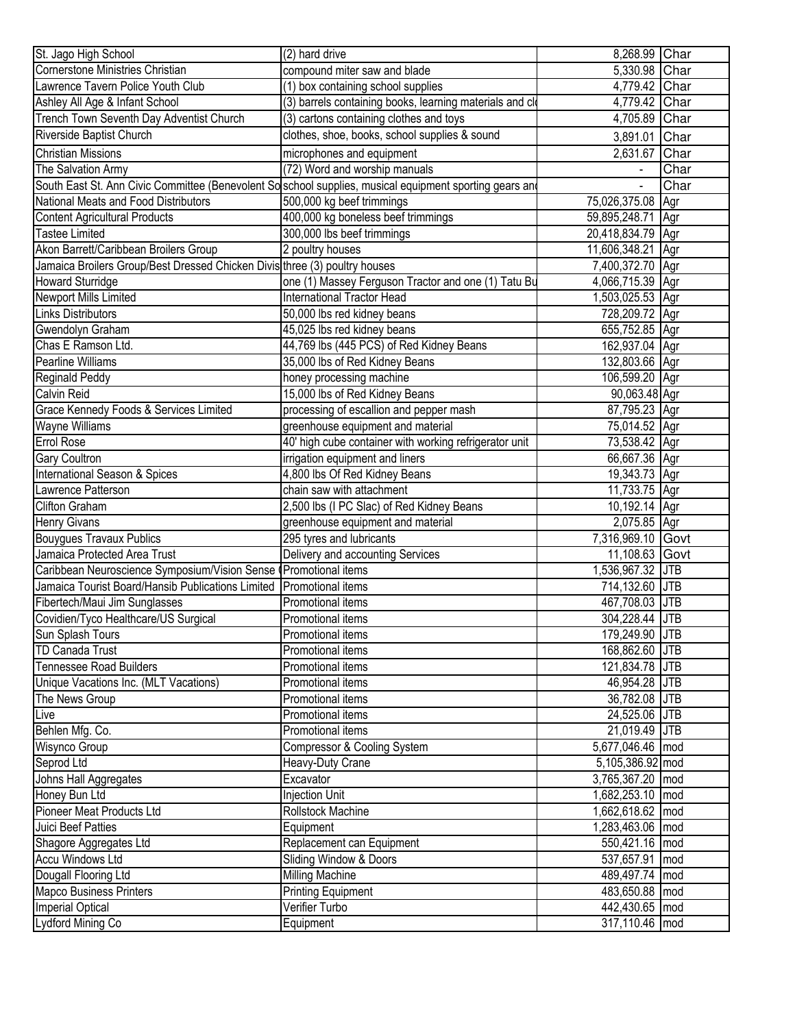| | | | |
|---|---|---|---|
| St. Jago High School | (2) hard drive | 8,268.99 | Char |
| Cornerstone Ministries Christian | compound miter saw and blade | 5,330.98 | Char |
| Lawrence Tavern Police Youth Club | (1) box containing school supplies | 4,779.42 | Char |
| Ashley All Age & Infant School | (3) barrels containing books, learning materials and cl | 4,779.42 | Char |
| Trench Town Seventh Day Adventist Church | (3) cartons containing clothes and toys | 4,705.89 | Char |
| Riverside Baptist Church | clothes, shoe, books, school supplies & sound | 3,891.01 | Char |
| Christian Missions | microphones and equipment | 2,631.67 | Char |
| The Salvation Army | (72) Word and worship manuals | - | Char |
| South East St. Ann Civic Committee (Benevolent So | school supplies, musical equipment sporting gears an | - | Char |
| National Meats and Food Distributors | 500,000 kg beef trimmings | 75,026,375.08 | Agr |
| Content Agricultural Products | 400,000 kg boneless beef trimmings | 59,895,248.71 | Agr |
| Tastee Limited | 300,000 lbs beef trimmings | 20,418,834.79 | Agr |
| Akon Barrett/Caribbean Broilers Group | 2 poultry houses | 11,606,348.21 | Agr |
| Jamaica Broilers Group/Best Dressed Chicken Divis | three (3) poultry houses | 7,400,372.70 | Agr |
| Howard Sturridge | one (1) Massey Ferguson Tractor and one (1) Tatu Bu | 4,066,715.39 | Agr |
| Newport Mills Limited | International Tractor Head | 1,503,025.53 | Agr |
| Links Distributors | 50,000 lbs red kidney beans | 728,209.72 | Agr |
| Gwendolyn Graham | 45,025 lbs red kidney beans | 655,752.85 | Agr |
| Chas E Ramson Ltd. | 44,769 lbs (445 PCS) of Red Kidney Beans | 162,937.04 | Agr |
| Pearline Williams | 35,000 lbs of Red Kidney Beans | 132,803.66 | Agr |
| Reginald Peddy | honey processing machine | 106,599.20 | Agr |
| Calvin Reid | 15,000 lbs of Red Kidney Beans | 90,063.48 | Agr |
| Grace Kennedy Foods & Services Limited | processing of escallion and pepper mash | 87,795.23 | Agr |
| Wayne Williams | greenhouse equipment and material | 75,014.52 | Agr |
| Errol Rose | 40' high cube container with working refrigerator unit | 73,538.42 | Agr |
| Gary Coultron | irrigation equipment and liners | 66,667.36 | Agr |
| International Season & Spices | 4,800 lbs Of Red Kidney Beans | 19,343.73 | Agr |
| Lawrence Patterson | chain saw with attachment | 11,733.75 | Agr |
| Clifton Graham | 2,500 lbs (I PC Slac) of Red Kidney Beans | 10,192.14 | Agr |
| Henry Givans | greenhouse equipment and material | 2,075.85 | Agr |
| Bouygues Travaux Publics | 295 tyres and lubricants | 7,316,969.10 | Govt |
| Jamaica Protected Area Trust | Delivery and accounting Services | 11,108.63 | Govt |
| Caribbean Neuroscience Symposium/Vision Sense ( | Promotional items | 1,536,967.32 | JTB |
| Jamaica Tourist Board/Hansib Publications Limited | Promotional items | 714,132.60 | JTB |
| Fibertech/Maui Jim Sunglasses | Promotional items | 467,708.03 | JTB |
| Covidien/Tyco Healthcare/US Surgical | Promotional items | 304,228.44 | JTB |
| Sun Splash Tours | Promotional items | 179,249.90 | JTB |
| TD Canada Trust | Promotional items | 168,862.60 | JTB |
| Tennessee Road Builders | Promotional items | 121,834.78 | JTB |
| Unique Vacations Inc. (MLT Vacations) | Promotional items | 46,954.28 | JTB |
| The News Group | Promotional items | 36,782.08 | JTB |
| Live | Promotional items | 24,525.06 | JTB |
| Behlen Mfg. Co. | Promotional items | 21,019.49 | JTB |
| Wisynco Group | Compressor & Cooling System | 5,677,046.46 | mod |
| Seprod Ltd | Heavy-Duty Crane | 5,105,386.92 | mod |
| Johns Hall Aggregates | Excavator | 3,765,367.20 | mod |
| Honey Bun Ltd | Injection Unit | 1,682,253.10 | mod |
| Pioneer Meat Products Ltd | Rollstock Machine | 1,662,618.62 | mod |
| Juici Beef Patties | Equipment | 1,283,463.06 | mod |
| Shagore Aggregates Ltd | Replacement can Equipment | 550,421.16 | mod |
| Accu Windows Ltd | Sliding Window & Doors | 537,657.91 | mod |
| Dougall Flooring Ltd | Milling Machine | 489,497.74 | mod |
| Mapco Business Printers | Printing Equipment | 483,650.88 | mod |
| Imperial Optical | Verifier Turbo | 442,430.65 | mod |
| Lydford Mining Co | Equipment | 317,110.46 | mod |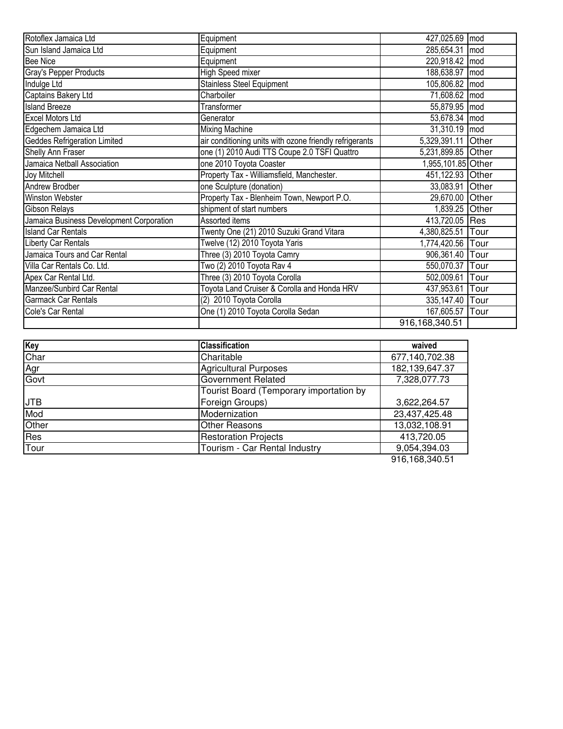| | | | |
|---|---|---|---|
| Rotoflex Jamaica Ltd | Equipment | 427,025.69 | mod |
| Sun Island Jamaica Ltd | Equipment | 285,654.31 | mod |
| Bee Nice | Equipment | 220,918.42 | mod |
| Gray's Pepper Products | High Speed mixer | 188,638.97 | mod |
| Indulge Ltd | Stainless Steel Equipment | 105,806.82 | mod |
| Captains Bakery Ltd | Charboiler | 71,608.62 | mod |
| Island Breeze | Transformer | 55,879.95 | mod |
| Excel Motors Ltd | Generator | 53,678.34 | mod |
| Edgechem Jamaica Ltd | Mixing Machine | 31,310.19 | mod |
| Geddes Refrigeration Limited | air conditioning units with ozone friendly refrigerants | 5,329,391.11 | Other |
| Shelly Ann Fraser | one (1) 2010 Audi TTS Coupe 2.0 TSFI Quattro | 5,231,899.85 | Other |
| Jamaica Netball Association | one 2010 Toyota Coaster | 1,955,101.85 | Other |
| Joy Mitchell | Property Tax - Williamsfield, Manchester. | 451,122.93 | Other |
| Andrew Brodber | one Sculpture (donation) | 33,083.91 | Other |
| Winston Webster | Property Tax - Blenheim Town, Newport P.O. | 29,670.00 | Other |
| Gibson Relays | shipment of start numbers | 1,839.25 | Other |
| Jamaica Business Development Corporation | Assorted items | 413,720.05 | Res |
| Island Car Rentals | Twenty One (21) 2010 Suzuki Grand Vitara | 4,380,825.51 | Tour |
| Liberty Car Rentals | Twelve (12) 2010 Toyota Yaris | 1,774,420.56 | Tour |
| Jamaica Tours and Car Rental | Three (3) 2010 Toyota Camry | 906,361.40 | Tour |
| Villa Car Rentals Co. Ltd. | Two (2) 2010 Toyota Rav 4 | 550,070.37 | Tour |
| Apex Car Rental Ltd. | Three (3) 2010 Toyota Corolla | 502,009.61 | Tour |
| Manzee/Sunbird Car Rental | Toyota Land Cruiser & Corolla and Honda HRV | 437,953.61 | Tour |
| Garmack Car Rentals | (2) 2010 Toyota Corolla | 335,147.40 | Tour |
| Cole's Car Rental | One (1) 2010 Toyota Corolla Sedan | 167,605.57 | Tour |
| | | 916,168,340.51 | |

| Key | Classification | waived |
|---|---|---|
| Char | Charitable | 677,140,702.38 |
| Agr | Agricultural Purposes | 182,139,647.37 |
| Govt | Government Related | 7,328,077.73 |
| JTB | Tourist Board (Temporary importation by Foreign Groups) | 3,622,264.57 |
| Mod | Modernization | 23,437,425.48 |
| Other | Other Reasons | 13,032,108.91 |
| Res | Restoration Projects | 413,720.05 |
| Tour | Tourism - Car Rental Industry | 9,054,394.03 |
| | | 916,168,340.51 |